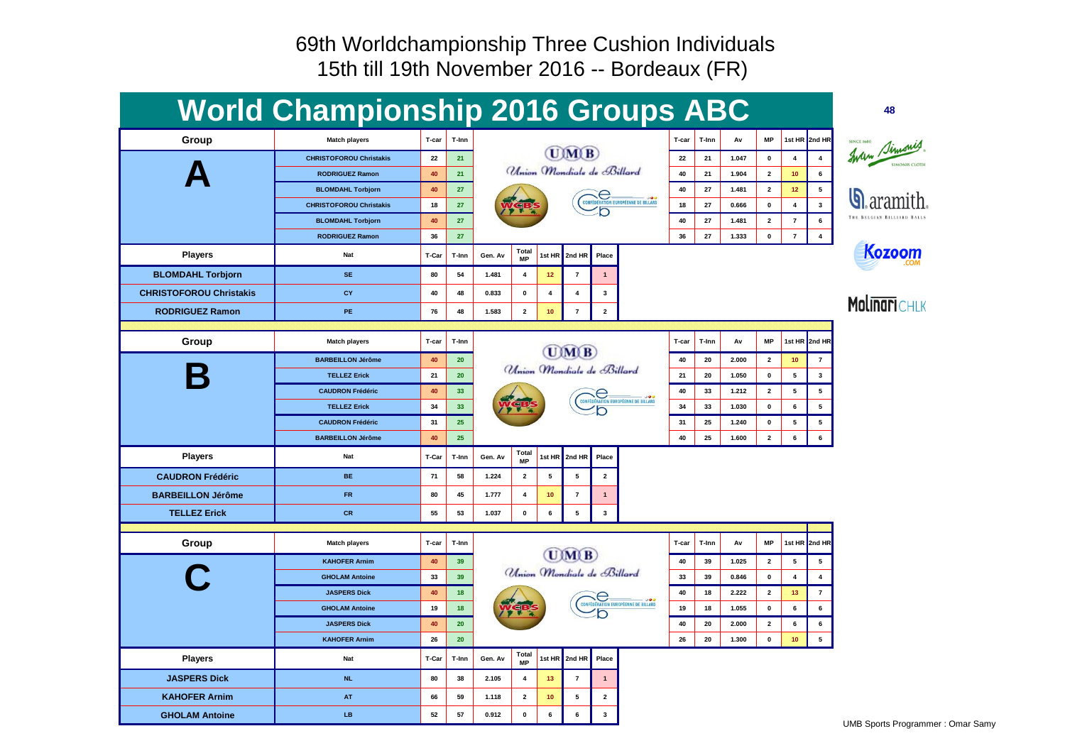# 69th Worldchampionship Three Cushion Individuals

15th till 19th November 2016 -- Bordeaux (FR)

## World Championship 2016 Groups ABC

48

### Group A

| Match players | T-car | T-Inn | T-car | T-Inn | Av | MP | 1st HR | 2nd HR |
|---|---|---|---|---|---|---|---|---|
| CHRISTOFOROU Christakis | 22 | 21 | 22 | 21 | 1.047 | 0 | 4 | 4 |
| RODRIGUEZ Ramon | 40 | 21 | 40 | 21 | 1.904 | 2 | 10 | 6 |
| BLOMDAHL Torbjorn | 40 | 27 | 40 | 27 | 1.481 | 2 | 12 | 5 |
| CHRISTOFOROU Christakis | 18 | 27 | 18 | 27 | 0.666 | 0 | 4 | 3 |
| BLOMDAHL Torbjorn | 40 | 27 | 40 | 27 | 1.481 | 2 | 7 | 6 |
| RODRIGUEZ Ramon | 36 | 27 | 36 | 27 | 1.333 | 0 | 7 | 4 |

| Players | Nat | T-Car | T-Inn | Gen. Av | Total MP | 1st HR | 2nd HR | Place |
|---|---|---|---|---|---|---|---|---|
| BLOMDAHL Torbjorn | SE | 80 | 54 | 1.481 | 4 | 12 | 7 | 1 |
| CHRISTOFOROU Christakis | CY | 40 | 48 | 0.833 | 0 | 4 | 4 | 3 |
| RODRIGUEZ Ramon | PE | 76 | 48 | 1.583 | 2 | 10 | 7 | 2 |

### Group B

| Match players | T-car | T-Inn | T-car | T-Inn | Av | MP | 1st HR | 2nd HR |
|---|---|---|---|---|---|---|---|---|
| BARBEILLON Jérôme | 40 | 20 | 40 | 20 | 2.000 | 2 | 10 | 7 |
| TELLEZ Erick | 21 | 20 | 21 | 20 | 1.050 | 0 | 5 | 3 |
| CAUDRON Frédéric | 40 | 33 | 40 | 33 | 1.212 | 2 | 5 | 5 |
| TELLEZ Erick | 34 | 33 | 34 | 33 | 1.030 | 0 | 6 | 5 |
| CAUDRON Frédéric | 31 | 25 | 31 | 25 | 1.240 | 0 | 5 | 5 |
| BARBEILLON Jérôme | 40 | 25 | 40 | 25 | 1.600 | 2 | 6 | 6 |

| Players | Nat | T-Car | T-Inn | Gen. Av | Total MP | 1st HR | 2nd HR | Place |
|---|---|---|---|---|---|---|---|---|
| CAUDRON Frédéric | BE | 71 | 58 | 1.224 | 2 | 5 | 5 | 2 |
| BARBEILLON Jérôme | FR | 80 | 45 | 1.777 | 4 | 10 | 7 | 1 |
| TELLEZ Erick | CR | 55 | 53 | 1.037 | 0 | 6 | 5 | 3 |

### Group C

| Match players | T-car | T-Inn | T-car | T-Inn | Av | MP | 1st HR | 2nd HR |
|---|---|---|---|---|---|---|---|---|
| KAHOFER Arnim | 40 | 39 | 40 | 39 | 1.025 | 2 | 5 | 5 |
| GHOLAM Antoine | 33 | 39 | 33 | 39 | 0.846 | 0 | 4 | 4 |
| JASPERS Dick | 40 | 18 | 40 | 18 | 2.222 | 2 | 13 | 7 |
| GHOLAM Antoine | 19 | 18 | 19 | 18 | 1.055 | 0 | 6 | 6 |
| JASPERS Dick | 40 | 20 | 40 | 20 | 2.000 | 2 | 6 | 6 |
| KAHOFER Arnim | 26 | 20 | 26 | 20 | 1.300 | 0 | 10 | 5 |

| Players | Nat | T-Car | T-Inn | Gen. Av | Total MP | 1st HR | 2nd HR | Place |
|---|---|---|---|---|---|---|---|---|
| JASPERS Dick | NL | 80 | 38 | 2.105 | 4 | 13 | 7 | 1 |
| KAHOFER Arnim | AT | 66 | 59 | 1.118 | 2 | 10 | 5 | 2 |
| GHOLAM Antoine | LB | 52 | 57 | 0.912 | 0 | 6 | 6 | 3 |

UMB Sports Programmer : Omar Samy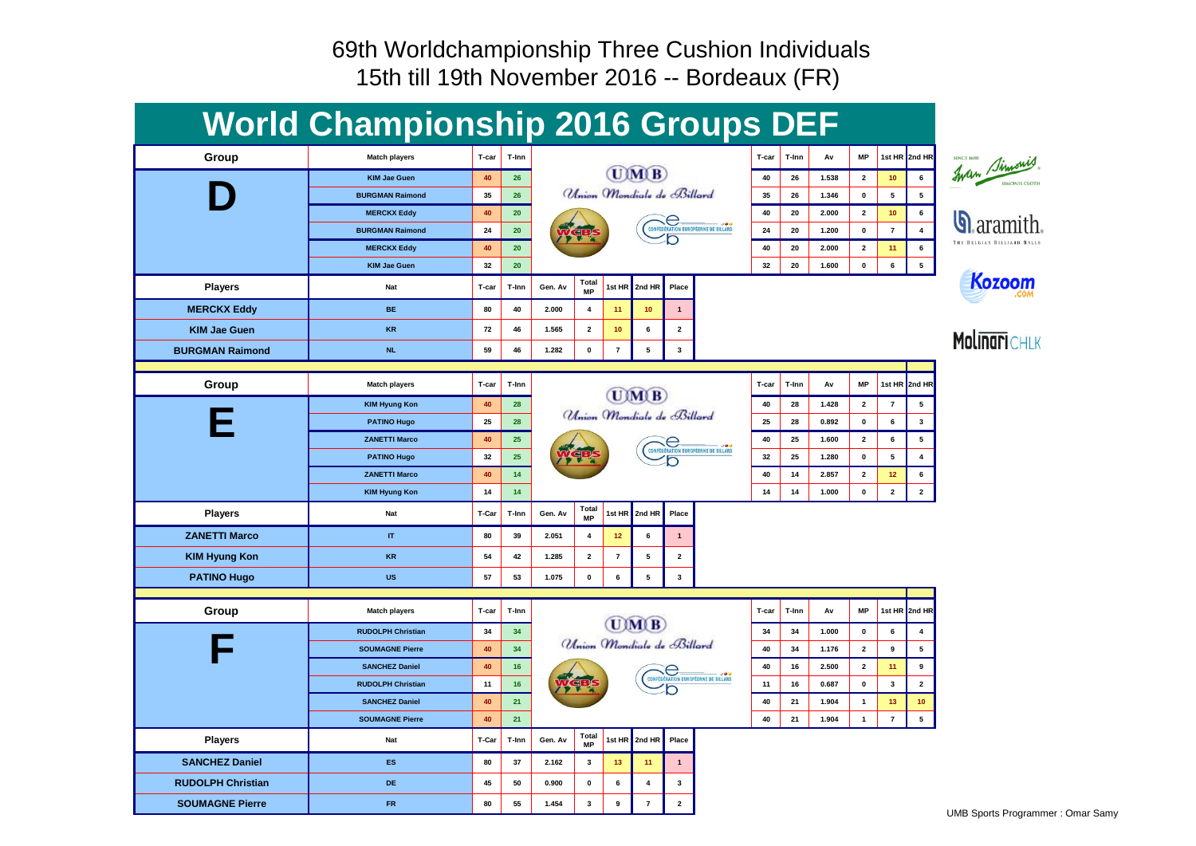69th Worldchampionship Three Cushion Individuals
15th till 19th November 2016 -- Bordeaux (FR)

# World Championship 2016 Groups DEF

## Group D

| Match players | T-car | T-Inn | T-car | T-Inn | Av | MP | 1st HR | 2nd HR |
|---|---|---|---|---|---|---|---|---|
| KIM Jae Guen | 40 | 26 | 40 | 26 | 1.538 | 2 | 10 | 6 |
| BURGMAN Raimond | 35 | 26 | 35 | 26 | 1.346 | 0 | 5 | 5 |
| MERCKX Eddy | 40 | 20 | 40 | 20 | 2.000 | 2 | 10 | 6 |
| BURGMAN Raimond | 24 | 20 | 24 | 20 | 1.200 | 0 | 7 | 4 |
| MERCKX Eddy | 40 | 20 | 40 | 20 | 2.000 | 2 | 11 | 6 |
| KIM Jae Guen | 32 | 20 | 32 | 20 | 1.600 | 0 | 6 | 5 |

| Players | Nat | T-car | T-Inn | Gen. Av | Total MP | 1st HR | 2nd HR | Place |
|---|---|---|---|---|---|---|---|---|
| MERCKX Eddy | BE | 80 | 40 | 2.000 | 4 | 11 | 10 | 1 |
| KIM Jae Guen | KR | 72 | 46 | 1.565 | 2 | 10 | 6 | 2 |
| BURGMAN Raimond | NL | 59 | 46 | 1.282 | 0 | 7 | 5 | 3 |

## Group E

| Match players | T-car | T-Inn | T-car | T-Inn | Av | MP | 1st HR | 2nd HR |
|---|---|---|---|---|---|---|---|---|
| KIM Hyung Kon | 40 | 28 | 40 | 28 | 1.428 | 2 | 7 | 5 |
| PATINO Hugo | 25 | 28 | 25 | 28 | 0.892 | 0 | 6 | 3 |
| ZANETTI Marco | 40 | 25 | 40 | 25 | 1.600 | 2 | 6 | 5 |
| PATINO Hugo | 32 | 25 | 32 | 25 | 1.280 | 0 | 5 | 4 |
| ZANETTI Marco | 40 | 14 | 40 | 14 | 2.857 | 2 | 12 | 6 |
| KIM Hyung Kon | 14 | 14 | 14 | 14 | 1.000 | 0 | 2 | 2 |

| Players | Nat | T-Car | T-Inn | Gen. Av | Total MP | 1st HR | 2nd HR | Place |
|---|---|---|---|---|---|---|---|---|
| ZANETTI Marco | IT | 80 | 39 | 2.051 | 4 | 12 | 6 | 1 |
| KIM Hyung Kon | KR | 54 | 42 | 1.285 | 2 | 7 | 5 | 2 |
| PATINO Hugo | US | 57 | 53 | 1.075 | 0 | 6 | 5 | 3 |

## Group F

| Match players | T-car | T-Inn | T-car | T-Inn | Av | MP | 1st HR | 2nd HR |
|---|---|---|---|---|---|---|---|---|
| RUDOLPH Christian | 34 | 34 | 34 | 34 | 1.000 | 0 | 6 | 4 |
| SOUMAGNE Pierre | 40 | 34 | 40 | 34 | 1.176 | 2 | 9 | 5 |
| SANCHEZ Daniel | 40 | 16 | 40 | 16 | 2.500 | 2 | 11 | 9 |
| RUDOLPH Christian | 11 | 16 | 11 | 16 | 0.687 | 0 | 3 | 2 |
| SANCHEZ Daniel | 40 | 21 | 40 | 21 | 1.904 | 1 | 13 | 10 |
| SOUMAGNE Pierre | 40 | 21 | 40 | 21 | 1.904 | 1 | 7 | 5 |

| Players | Nat | T-Car | T-Inn | Gen. Av | Total MP | 1st HR | 2nd HR | Place |
|---|---|---|---|---|---|---|---|---|
| SANCHEZ Daniel | ES | 80 | 37 | 2.162 | 3 | 13 | 11 | 1 |
| RUDOLPH Christian | DE | 45 | 50 | 0.900 | 0 | 6 | 4 | 3 |
| SOUMAGNE Pierre | FR | 80 | 55 | 1.454 | 3 | 9 | 7 | 2 |

UMB Sports Programmer : Omar Samy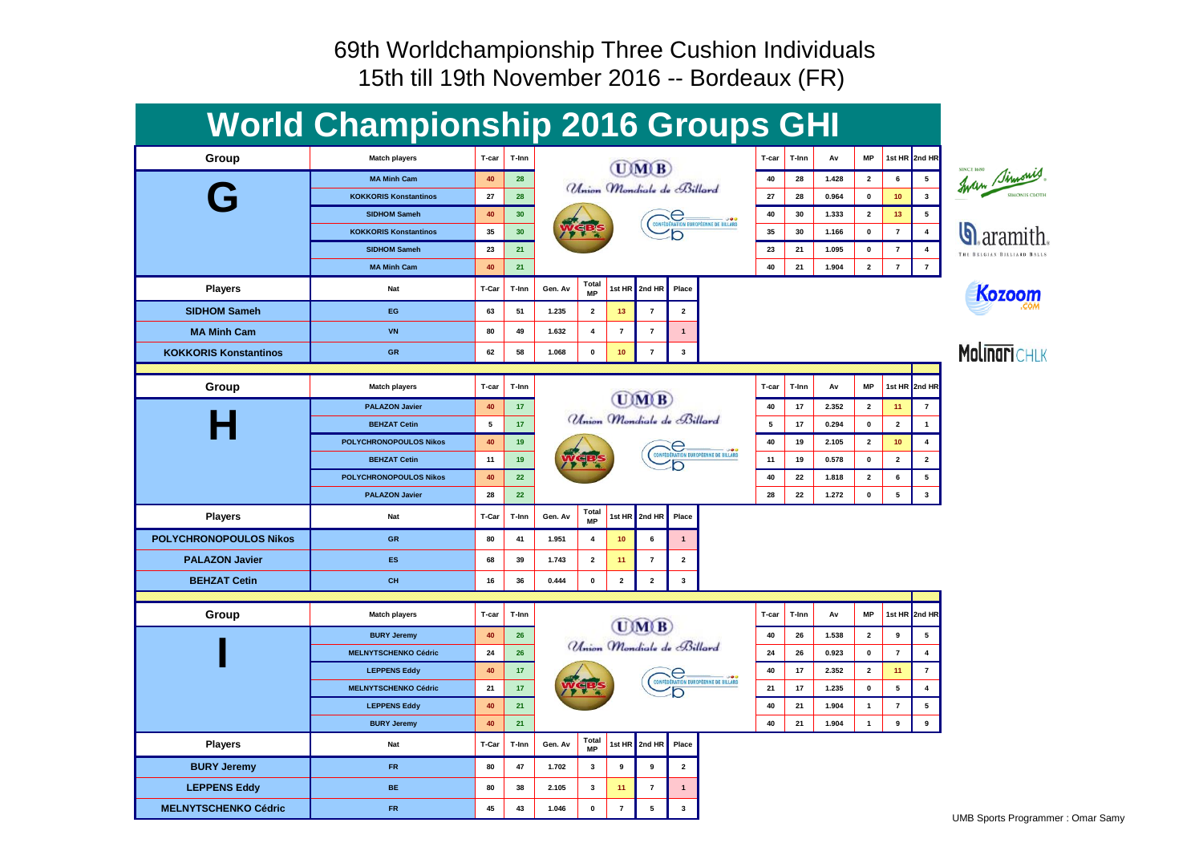69th Worldchampionship Three Cushion Individuals
15th till 19th November 2016 -- Bordeaux (FR)

# World Championship 2016 Groups GHI

| Group | Match players | T-car | T-Inn | T-car | T-Inn | Av | MP | 1st HR | 2nd HR |
|---|---|---|---|---|---|---|---|---|---|
| G | MA Minh Cam | 40 | 28 | 40 | 28 | 1.428 | 2 | 6 | 5 |
| | KOKKORIS Konstantinos | 27 | 28 | 27 | 28 | 0.964 | 0 | 10 | 3 |
| | SIDHOM Sameh | 40 | 30 | 40 | 30 | 1.333 | 2 | 13 | 5 |
| | KOKKORIS Konstantinos | 35 | 30 | 35 | 30 | 1.166 | 0 | 7 | 4 |
| | SIDHOM Sameh | 23 | 21 | 23 | 21 | 1.095 | 0 | 7 | 4 |
| | MA Minh Cam | 40 | 21 | 40 | 21 | 1.904 | 2 | 7 | 7 |

| Players | Nat | T-Car | T-Inn | Gen. Av | Total MP | 1st HR | 2nd HR | Place |
|---|---|---|---|---|---|---|---|---|
| SIDHOM Sameh | EG | 63 | 51 | 1.235 | 2 | 13 | 7 | 2 |
| MA Minh Cam | VN | 80 | 49 | 1.632 | 4 | 7 | 7 | 1 |
| KOKKORIS Konstantinos | GR | 62 | 58 | 1.068 | 0 | 10 | 7 | 3 |

| Group | Match players | T-car | T-Inn | T-car | T-Inn | Av | MP | 1st HR | 2nd HR |
|---|---|---|---|---|---|---|---|---|---|
| H | PALAZON Javier | 40 | 17 | 40 | 17 | 2.352 | 2 | 11 | 7 |
| | BEHZAT Cetin | 5 | 17 | 5 | 17 | 0.294 | 0 | 2 | 1 |
| | POLYCHRONOPOULOS Nikos | 40 | 19 | 40 | 19 | 2.105 | 2 | 10 | 4 |
| | BEHZAT Cetin | 11 | 19 | 11 | 19 | 0.578 | 0 | 2 | 2 |
| | POLYCHRONOPOULOS Nikos | 40 | 22 | 40 | 22 | 1.818 | 2 | 6 | 5 |
| | PALAZON Javier | 28 | 22 | 28 | 22 | 1.272 | 0 | 5 | 3 |

| Players | Nat | T-Car | T-Inn | Gen. Av | Total MP | 1st HR | 2nd HR | Place |
|---|---|---|---|---|---|---|---|---|
| POLYCHRONOPOULOS Nikos | GR | 80 | 41 | 1.951 | 4 | 10 | 6 | 1 |
| PALAZON Javier | ES | 68 | 39 | 1.743 | 2 | 11 | 7 | 2 |
| BEHZAT Cetin | CH | 16 | 36 | 0.444 | 0 | 2 | 2 | 3 |

| Group | Match players | T-car | T-Inn | T-car | T-Inn | Av | MP | 1st HR | 2nd HR |
|---|---|---|---|---|---|---|---|---|---|
| I | BURY Jeremy | 40 | 26 | 40 | 26 | 1.538 | 2 | 9 | 5 |
| | MELNYTSCHENKO Cédric | 24 | 26 | 24 | 26 | 0.923 | 0 | 7 | 4 |
| | LEPPENS Eddy | 40 | 17 | 40 | 17 | 2.352 | 2 | 11 | 7 |
| | MELNYTSCHENKO Cédric | 21 | 17 | 21 | 17 | 1.235 | 0 | 5 | 4 |
| | LEPPENS Eddy | 40 | 21 | 40 | 21 | 1.904 | 1 | 7 | 5 |
| | BURY Jeremy | 40 | 21 | 40 | 21 | 1.904 | 1 | 9 | 9 |

| Players | Nat | T-Car | T-Inn | Gen. Av | Total MP | 1st HR | 2nd HR | Place |
|---|---|---|---|---|---|---|---|---|
| BURY Jeremy | FR | 80 | 47 | 1.702 | 3 | 9 | 9 | 2 |
| LEPPENS Eddy | BE | 80 | 38 | 2.105 | 3 | 11 | 7 | 1 |
| MELNYTSCHENKO Cédric | FR | 45 | 43 | 1.046 | 0 | 7 | 5 | 3 |

UMB Sports Programmer : Omar Samy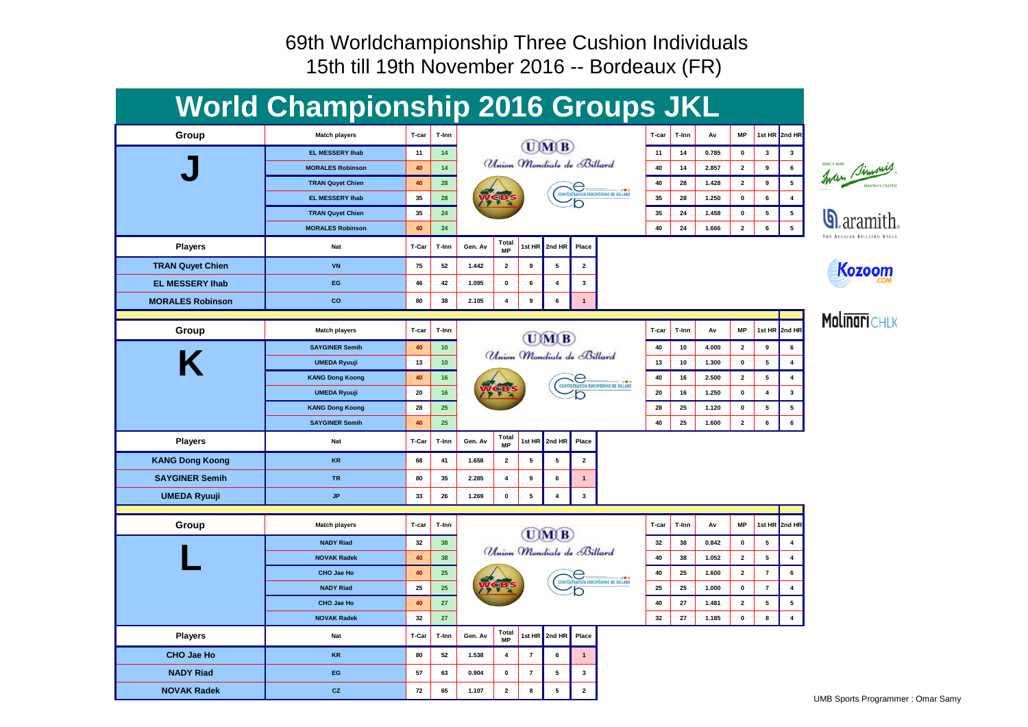69th Worldchampionship Three Cushion Individuals
15th till 19th November 2016 -- Bordeaux (FR)

# World Championship 2016 Groups JKL

| Group | Match players | T-car | T-Inn | T-car | T-Inn | Av | MP | 1st HR | 2nd HR |
|---|---|---|---|---|---|---|---|---|---|
| J | EL MESSERY Ihab | 11 | 14 | 11 | 14 | 0.785 | 0 | 3 | 3 |
| | MORALES Robinson | 40 | 14 | 40 | 14 | 2.857 | 2 | 9 | 6 |
| | TRAN Quyet Chien | 40 | 28 | 40 | 28 | 1.428 | 2 | 9 | 5 |
| | EL MESSERY Ihab | 35 | 28 | 35 | 28 | 1.250 | 0 | 6 | 4 |
| | TRAN Quyet Chien | 35 | 24 | 35 | 24 | 1.458 | 0 | 5 | 5 |
| | MORALES Robinson | 40 | 24 | 40 | 24 | 1.666 | 2 | 6 | 5 |

| Players | Nat | T-Car | T-Inn | Gen. Av | Total MP | 1st HR | 2nd HR | Place |
|---|---|---|---|---|---|---|---|---|
| TRAN Quyet Chien | VN | 75 | 52 | 1.442 | 2 | 9 | 5 | 2 |
| EL MESSERY Ihab | EG | 46 | 42 | 1.095 | 0 | 6 | 4 | 3 |
| MORALES Robinson | CO | 80 | 38 | 2.105 | 4 | 9 | 6 | 1 |

| Group | Match players | T-car | T-Inn | T-car | T-Inn | Av | MP | 1st HR | 2nd HR |
|---|---|---|---|---|---|---|---|---|---|
| K | SAYGINER Semih | 40 | 10 | 40 | 10 | 4.000 | 2 | 9 | 6 |
| | UMEDA Ryuuji | 13 | 10 | 13 | 10 | 1.300 | 0 | 5 | 4 |
| | KANG Dong Koong | 40 | 16 | 40 | 16 | 2.500 | 2 | 5 | 4 |
| | UMEDA Ryuuji | 20 | 16 | 20 | 16 | 1.250 | 0 | 4 | 3 |
| | KANG Dong Koong | 28 | 25 | 28 | 25 | 1.120 | 0 | 5 | 5 |
| | SAYGINER Semih | 40 | 25 | 40 | 25 | 1.600 | 2 | 6 | 6 |

| Players | Nat | T-Car | T-Inn | Gen. Av | Total MP | 1st HR | 2nd HR | Place |
|---|---|---|---|---|---|---|---|---|
| KANG Dong Koong | KR | 68 | 41 | 1.658 | 2 | 5 | 5 | 2 |
| SAYGINER Semih | TR | 80 | 35 | 2.285 | 4 | 9 | 6 | 1 |
| UMEDA Ryuuji | JP | 33 | 26 | 1.269 | 0 | 5 | 4 | 3 |

| Group | Match players | T-car | T-Inn | T-car | T-Inn | Av | MP | 1st HR | 2nd HR |
|---|---|---|---|---|---|---|---|---|---|
| L | NADY Riad | 32 | 38 | 32 | 38 | 0.842 | 0 | 5 | 4 |
| | NOVAK Radek | 40 | 38 | 40 | 38 | 1.052 | 2 | 5 | 4 |
| | CHO Jae Ho | 40 | 25 | 40 | 25 | 1.600 | 2 | 7 | 6 |
| | NADY Riad | 25 | 25 | 25 | 25 | 1.000 | 0 | 7 | 4 |
| | CHO Jae Ho | 40 | 27 | 40 | 27 | 1.481 | 2 | 5 | 5 |
| | NOVAK Radek | 32 | 27 | 32 | 27 | 1.185 | 0 | 8 | 4 |

| Players | Nat | T-Car | T-Inn | Gen. Av | Total MP | 1st HR | 2nd HR | Place |
|---|---|---|---|---|---|---|---|---|
| CHO Jae Ho | KR | 80 | 52 | 1.538 | 4 | 7 | 6 | 1 |
| NADY Riad | EG | 57 | 63 | 0.904 | 0 | 7 | 5 | 3 |
| NOVAK Radek | CZ | 72 | 65 | 1.107 | 2 | 8 | 5 | 2 |

UMB Sports Programmer : Omar Samy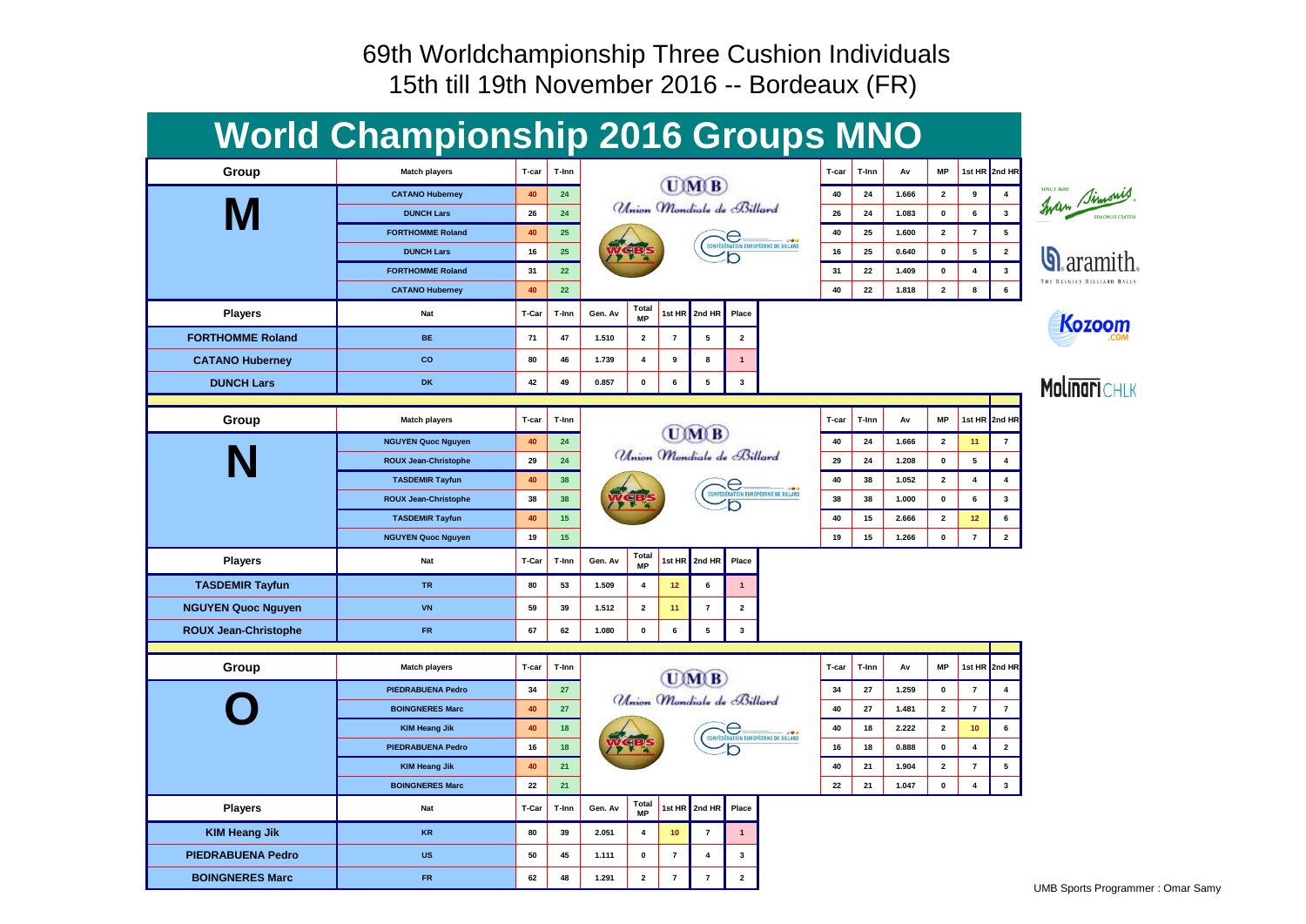69th Worldchampionship Three Cushion Individuals
15th till 19th November 2016 -- Bordeaux (FR)

# World Championship 2016 Groups MNO

## Group M

| Match players | T-car | T-Inn | T-car | T-Inn | Av | MP | 1st HR | 2nd HR |
|---|---|---|---|---|---|---|---|---|
| CATANO Huberney | 40 | 24 | 40 | 24 | 1.666 | 2 | 9 | 4 |
| DUNCH Lars | 26 | 24 | 26 | 24 | 1.083 | 0 | 6 | 3 |
| FORTHOMME Roland | 40 | 25 | 40 | 25 | 1.600 | 2 | 7 | 5 |
| DUNCH Lars | 16 | 25 | 16 | 25 | 0.640 | 0 | 5 | 2 |
| FORTHOMME Roland | 31 | 22 | 31 | 22 | 1.409 | 0 | 4 | 3 |
| CATANO Huberney | 40 | 22 | 40 | 22 | 1.818 | 2 | 8 | 6 |

| Players | Nat | T-Car | T-Inn | Gen. Av | Total MP | 1st HR | 2nd HR | Place |
|---|---|---|---|---|---|---|---|---|
| FORTHOMME Roland | BE | 71 | 47 | 1.510 | 2 | 7 | 5 | 2 |
| CATANO Huberney | CO | 80 | 46 | 1.739 | 4 | 9 | 8 | 1 |
| DUNCH Lars | DK | 42 | 49 | 0.857 | 0 | 6 | 5 | 3 |

## Group N

| Match players | T-car | T-Inn | T-car | T-Inn | Av | MP | 1st HR | 2nd HR |
|---|---|---|---|---|---|---|---|---|
| NGUYEN Quoc Nguyen | 40 | 24 | 40 | 24 | 1.666 | 2 | 11 | 7 |
| ROUX Jean-Christophe | 29 | 24 | 29 | 24 | 1.208 | 0 | 5 | 4 |
| TASDEMIR Tayfun | 40 | 38 | 40 | 38 | 1.052 | 2 | 4 | 4 |
| ROUX Jean-Christophe | 38 | 38 | 38 | 38 | 1.000 | 0 | 6 | 3 |
| TASDEMIR Tayfun | 40 | 15 | 40 | 15 | 2.666 | 2 | 12 | 6 |
| NGUYEN Quoc Nguyen | 19 | 15 | 19 | 15 | 1.266 | 0 | 7 | 2 |

| Players | Nat | T-Car | T-Inn | Gen. Av | Total MP | 1st HR | 2nd HR | Place |
|---|---|---|---|---|---|---|---|---|
| TASDEMIR Tayfun | TR | 80 | 53 | 1.509 | 4 | 12 | 6 | 1 |
| NGUYEN Quoc Nguyen | VN | 59 | 39 | 1.512 | 2 | 11 | 7 | 2 |
| ROUX Jean-Christophe | FR | 67 | 62 | 1.080 | 0 | 6 | 5 | 3 |

## Group O

| Match players | T-car | T-Inn | T-car | T-Inn | Av | MP | 1st HR | 2nd HR |
|---|---|---|---|---|---|---|---|---|
| PIEDRABUENA Pedro | 34 | 27 | 34 | 27 | 1.259 | 0 | 7 | 4 |
| BOINGNERES Marc | 40 | 27 | 40 | 27 | 1.481 | 2 | 7 | 7 |
| KIM Heang Jik | 40 | 18 | 40 | 18 | 2.222 | 2 | 10 | 6 |
| PIEDRABUENA Pedro | 16 | 18 | 16 | 18 | 0.888 | 0 | 4 | 2 |
| KIM Heang Jik | 40 | 21 | 40 | 21 | 1.904 | 2 | 7 | 5 |
| BOINGNERES Marc | 22 | 21 | 22 | 21 | 1.047 | 0 | 4 | 3 |

| Players | Nat | T-Car | T-Inn | Gen. Av | Total MP | 1st HR | 2nd HR | Place |
|---|---|---|---|---|---|---|---|---|
| KIM Heang Jik | KR | 80 | 39 | 2.051 | 4 | 10 | 7 | 1 |
| PIEDRABUENA Pedro | US | 50 | 45 | 1.111 | 0 | 7 | 4 | 3 |
| BOINGNERES Marc | FR | 62 | 48 | 1.291 | 2 | 7 | 7 | 2 |

UMB Sports Programmer : Omar Samy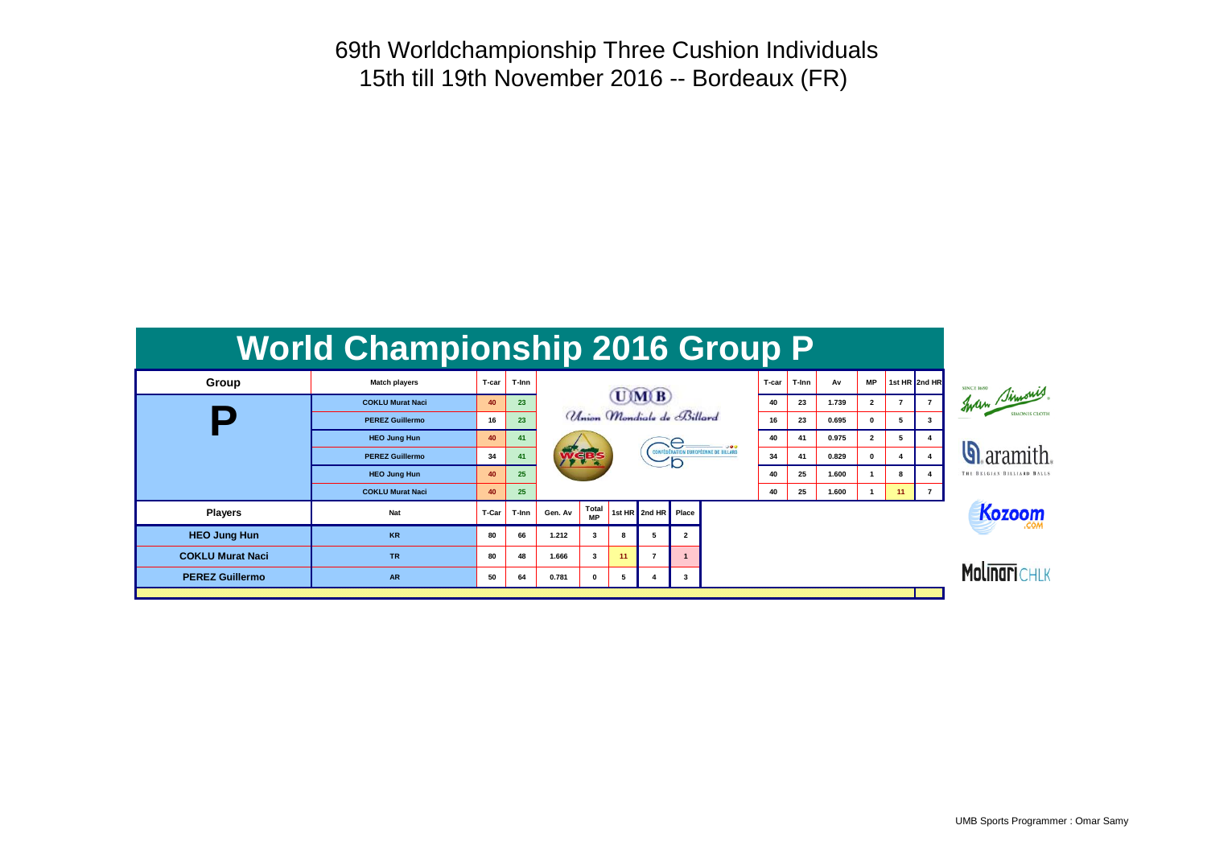69th Worldchampionship Three Cushion Individuals
15th till 19th November 2016 -- Bordeaux (FR)

# World Championship 2016 Group P

| Group | Match players | T-car | T-Inn | T-car | T-Inn | Av | MP | 1st HR | 2nd HR |
|---|---|---|---|---|---|---|---|---|---|
| P | COKLU Murat Naci | 40 | 23 | 40 | 23 | 1.739 | 2 | 7 | 7 |
| | PEREZ Guillermo | 16 | 23 | 16 | 23 | 0.695 | 0 | 5 | 3 |
| | HEO Jung Hun | 40 | 41 | 40 | 41 | 0.975 | 2 | 5 | 4 |
| | PEREZ Guillermo | 34 | 41 | 34 | 41 | 0.829 | 0 | 4 | 4 |
| | HEO Jung Hun | 40 | 25 | 40 | 25 | 1.600 | 1 | 8 | 4 |
| | COKLU Murat Naci | 40 | 25 | 40 | 25 | 1.600 | 1 | 11 | 7 |

| Players | Nat | T-Car | T-Inn | Gen. Av | Total MP | 1st HR | 2nd HR | Place |
|---|---|---|---|---|---|---|---|---|
| HEO Jung Hun | KR | 80 | 66 | 1.212 | 3 | 8 | 5 | 2 |
| COKLU Murat Naci | TR | 80 | 48 | 1.666 | 3 | 11 | 7 | 1 |
| PEREZ Guillermo | AR | 50 | 64 | 0.781 | 0 | 5 | 4 | 3 |

UMB Sports Programmer : Omar Samy